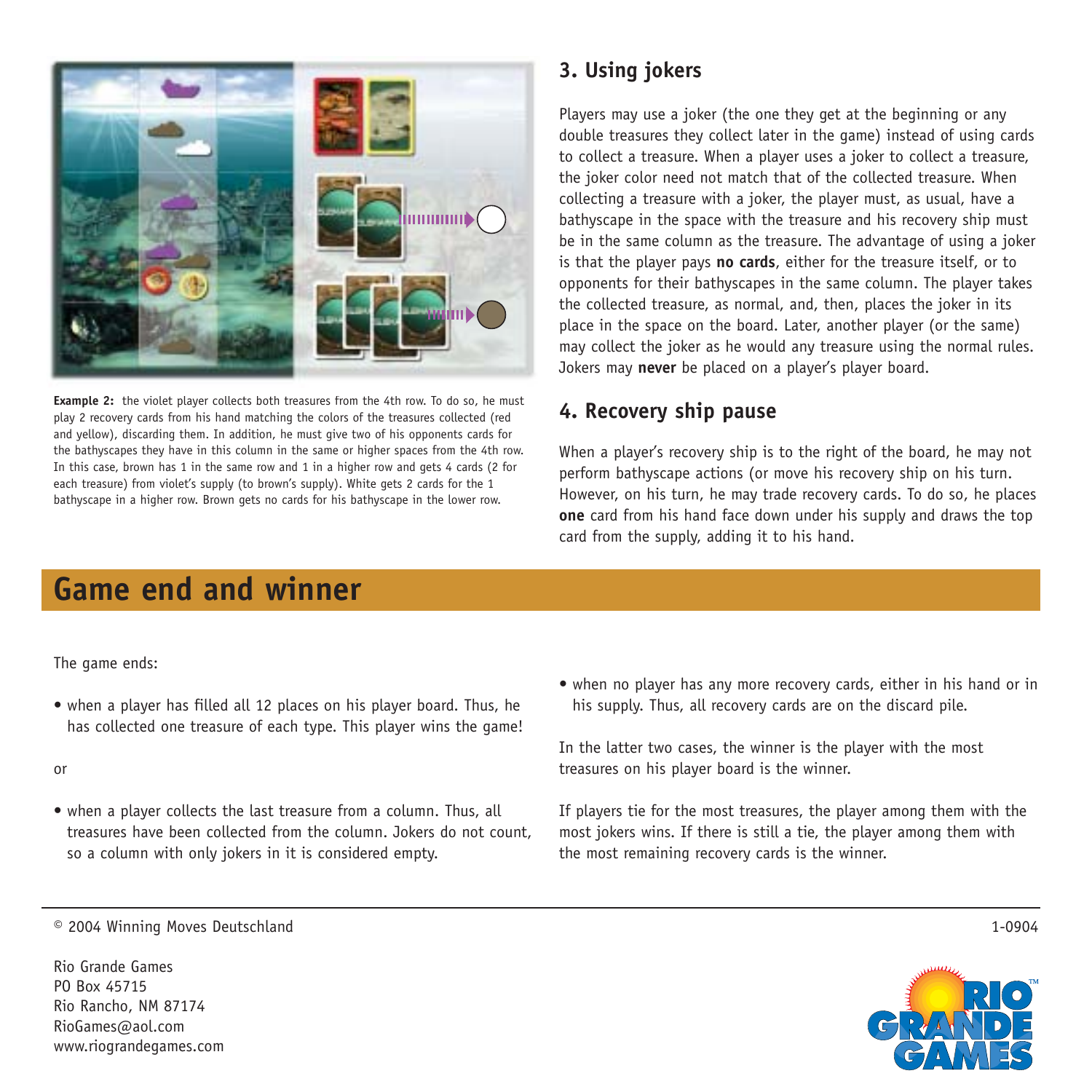**Example 2:** the violet player collects both treasures from the 4th row. To do so, he must play 2 recovery cards from his hand matching the colors of the treasures collected (red and yellow), discarding them. In addition, he must give two of his opponents cards for the bathyscapes they have in this column in the same or higher spaces from the 4th row. In this case, brown has 1 in the same row and 1 in a higher row and gets 4 cards (2 for each treasure) from violet's supply (to brown's supply). White gets 2 cards for the 1 bathyscape in a higher row. Brown gets no cards for his bathyscape in the lower row.

## 3. Using jokers

Players may use a joker (the one they get at the beginning or any double treasures they collect later in the game) instead of using cards to collect a treasure. When a player uses a joker to collect a treasure, the joker color need not match that of the collected treasure. When collecting a treasure with a joker, the player must, as usual, have a bathyscape in the space with the treasure and his recovery ship must be in the same column as the treasure. The advantage of using a joker is that the player pays **no cards**, either for the treasure itself, or to opponents for their bathyscapes in the same column. The player takes the collected treasure, as normal, and, then, places the joker in its place in the space on the board. Later, another player (or the same) may collect the joker as he would any treasure using the normal rules. Jokers may **never** be placed on a player's player board.

## 4. Recovery ship pause

When a player's recovery ship is to the right of the board, he may not perform bathyscape actions (or move his recovery ship on his turn. However, on his turn, he may trade recovery cards. To do so, he places **one** card from his hand face down under his supply and draws the top card from the supply, adding it to his hand.

# Game end and winner

The game ends:

- when a player has filled all 12 places on his player board. Thus, he has collected one treasure of each type. This player wins the game!

or

- when a player collects the last treasure from a column. Thus, all treasures have been collected from the column. Jokers do not count, so a column with only jokers in it is considered empty.
- when no player has any more recovery cards, either in his hand or in his supply. Thus, all recovery cards are on the discard pile.

In the latter two cases, the winner is the player with the most treasures on his player board is the winner.

If players tie for the most treasures, the player among them with the most jokers wins. If there is still a tie, the player among them with the most remaining recovery cards is the winner.

© 2004 Winning Moves Deutschland

1-0904

Rio Grande Games
PO Box 45715
Rio Rancho, NM 87174
RioGames@aol.com
www.riograndegames.com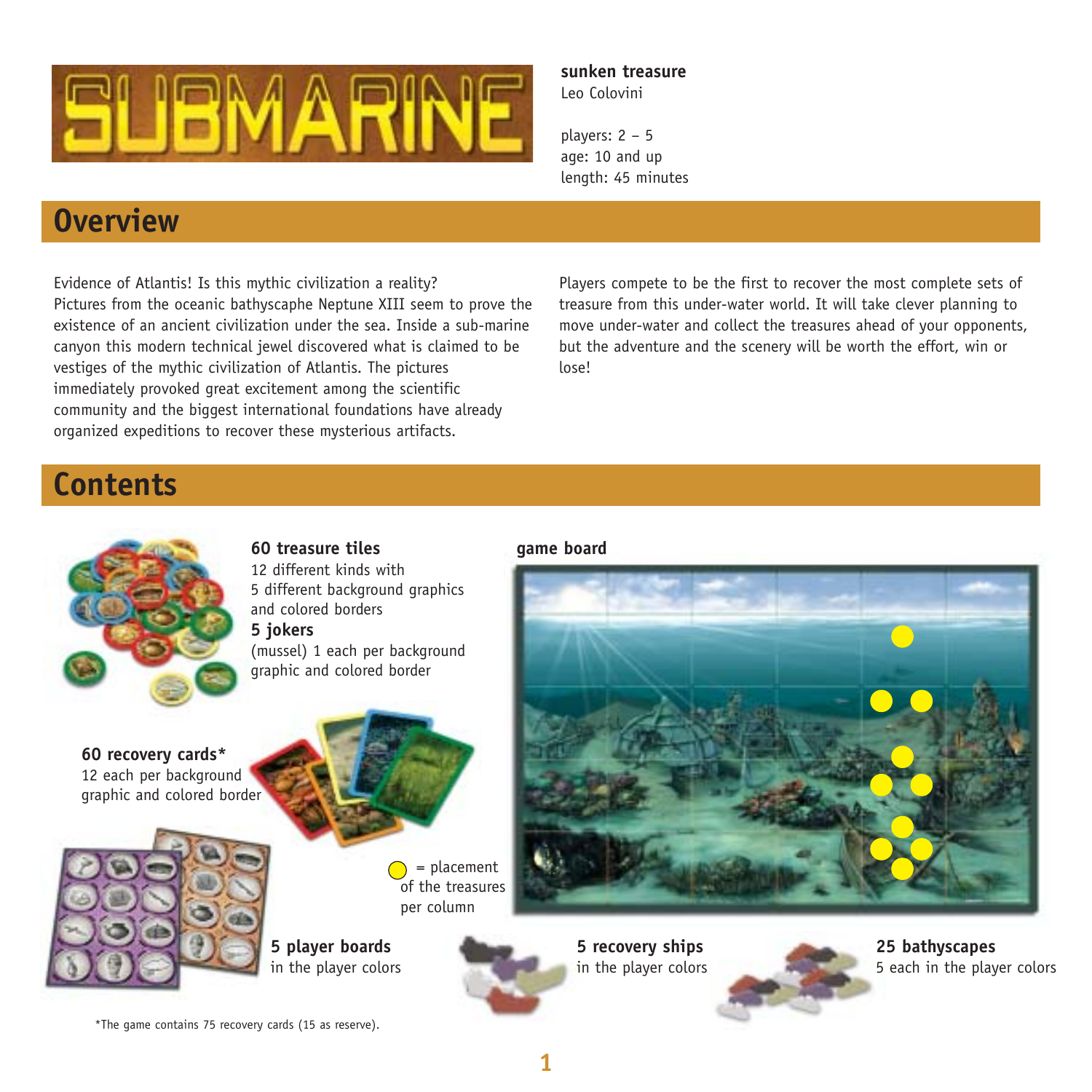# SUBMARINE

**sunken treasure**
Leo Colovini

players: 2 – 5
age: 10 and up
length: 45 minutes

## Overview

Evidence of Atlantis! Is this mythic civilization a reality? Pictures from the oceanic bathyscaphe Neptune XIII seem to prove the existence of an ancient civilization under the sea. Inside a sub-marine canyon this modern technical jewel discovered what is claimed to be vestiges of the mythic civilization of Atlantis. The pictures immediately provoked great excitement among the scientific community and the biggest international foundations have already organized expeditions to recover these mysterious artifacts.

Players compete to be the first to recover the most complete sets of treasure from this under-water world. It will take clever planning to move under-water and collect the treasures ahead of your opponents, but the adventure and the scenery will be worth the effort, win or lose!

## Contents

**60 treasure tiles**
12 different kinds with
5 different background graphics and colored borders
**5 jokers**
(mussel) 1 each per background graphic and colored border

**game board**

**60 recovery cards***
12 each per background graphic and colored border

= placement of the treasures per column

**5 player boards**
in the player colors

**5 recovery ships**
in the player colors

**25 bathyscapes**
5 each in the player colors

*The game contains 75 recovery cards (15 as reserve).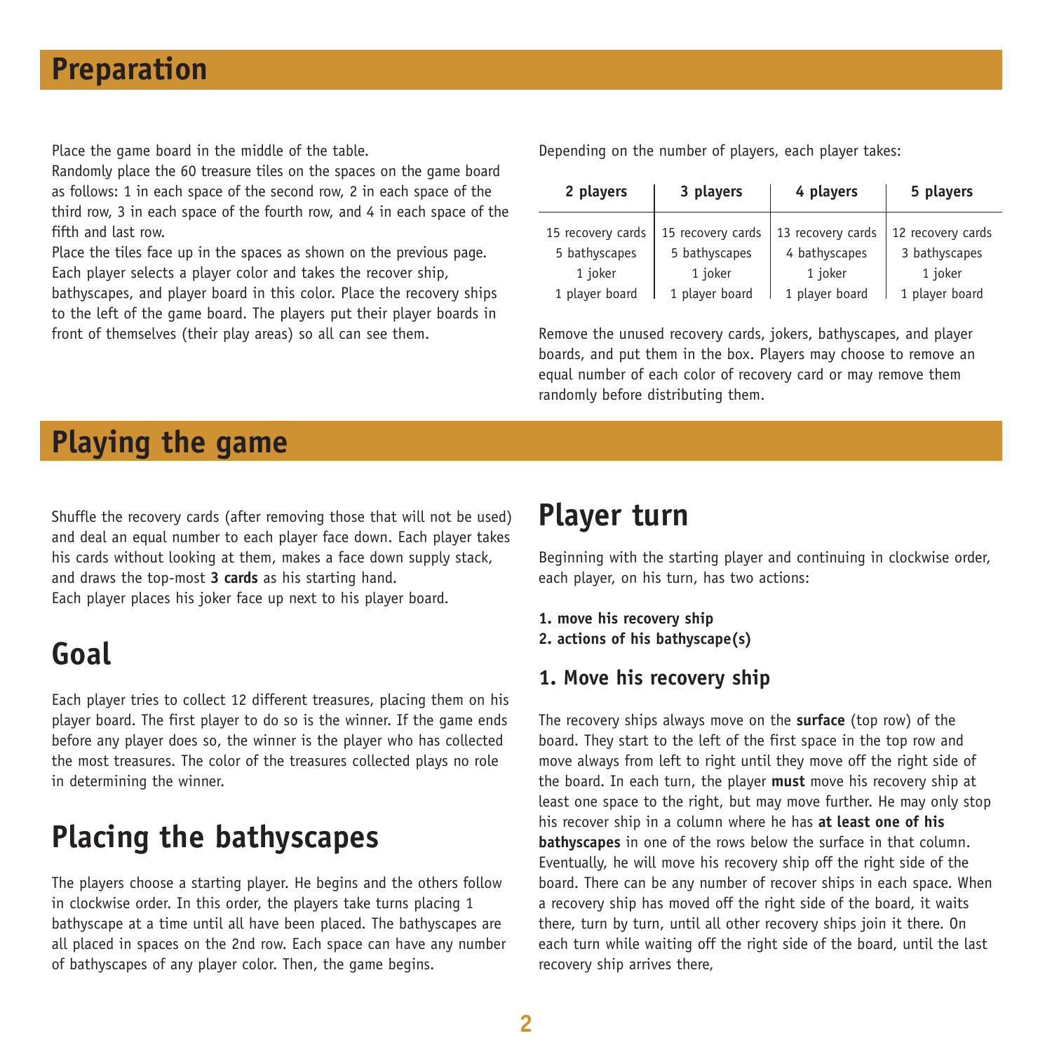# Preparation

Place the game board in the middle of the table.
Randomly place the 60 treasure tiles on the spaces on the game board as follows: 1 in each space of the second row, 2 in each space of the third row, 3 in each space of the fourth row, and 4 in each space of the fifth and last row.
Place the tiles face up in the spaces as shown on the previous page.
Each player selects a player color and takes the recover ship, bathyscapes, and player board in this color. Place the recovery ships to the left of the game board. The players put their player boards in front of themselves (their play areas) so all can see them.

Depending on the number of players, each player takes:

| 2 players | 3 players | 4 players | 5 players |
|---|---|---|---|
| 15 recovery cards | 15 recovery cards | 13 recovery cards | 12 recovery cards |
| 5 bathyscapes | 5 bathyscapes | 4 bathyscapes | 3 bathyscapes |
| 1 joker | 1 joker | 1 joker | 1 joker |
| 1 player board | 1 player board | 1 player board | 1 player board |

Remove the unused recovery cards, jokers, bathyscapes, and player boards, and put them in the box. Players may choose to remove an equal number of each color of recovery card or may remove them randomly before distributing them.

# Playing the game

Shuffle the recovery cards (after removing those that will not be used) and deal an equal number to each player face down. Each player takes his cards without looking at them, makes a face down supply stack, and draws the top-most **3 cards** as his starting hand.
Each player places his joker face up next to his player board.

## Goal

Each player tries to collect 12 different treasures, placing them on his player board. The first player to do so is the winner. If the game ends before any player does so, the winner is the player who has collected the most treasures. The color of the treasures collected plays no role in determining the winner.

## Placing the bathyscapes

The players choose a starting player. He begins and the others follow in clockwise order. In this order, the players take turns placing 1 bathyscape at a time until all have been placed. The bathyscapes are all placed in spaces on the 2nd row. Each space can have any number of bathyscapes of any player color. Then, the game begins.

## Player turn

Beginning with the starting player and continuing in clockwise order, each player, on his turn, has two actions:

**1. move his recovery ship**
**2. actions of his bathyscape(s)**

### 1. Move his recovery ship

The recovery ships always move on the **surface** (top row) of the board. They start to the left of the first space in the top row and move always from left to right until they move off the right side of the board. In each turn, the player **must** move his recovery ship at least one space to the right, but may move further. He may only stop his recover ship in a column where he has **at least one of his bathyscapes** in one of the rows below the surface in that column. Eventually, he will move his recovery ship off the right side of the board. There can be any number of recover ships in each space. When a recovery ship has moved off the right side of the board, it waits there, turn by turn, until all other recovery ships join it there. On each turn while waiting off the right side of the board, until the last recovery ship arrives there,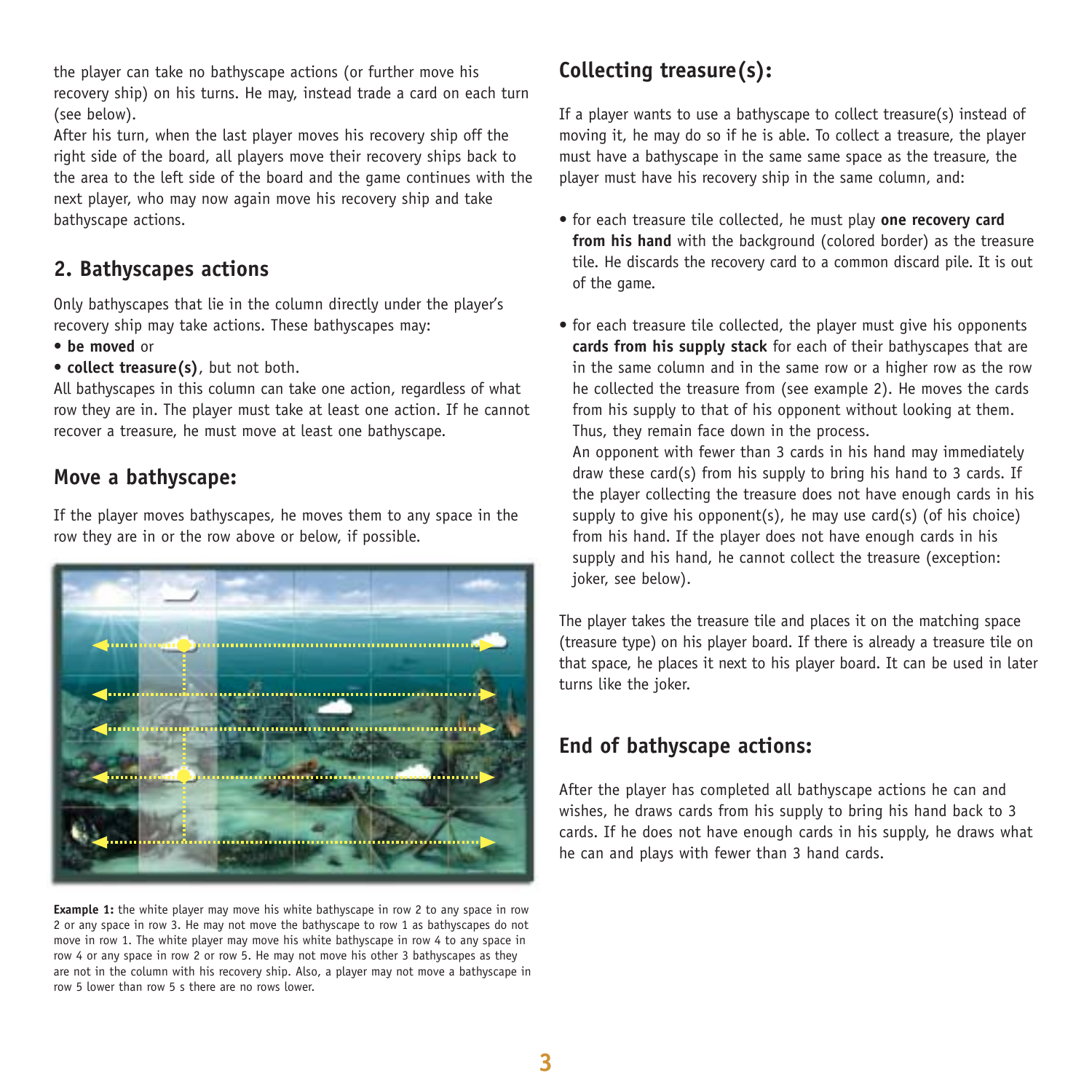the player can take no bathyscape actions (or further move his recovery ship) on his turns. He may, instead trade a card on each turn (see below).
After his turn, when the last player moves his recovery ship off the right side of the board, all players move their recovery ships back to the area to the left side of the board and the game continues with the next player, who may now again move his recovery ship and take bathyscape actions.

## 2. Bathyscapes actions

Only bathyscapes that lie in the column directly under the player's recovery ship may take actions. These bathyscapes may:

- **be moved** or
- **collect treasure(s)**, but not both.

All bathyscapes in this column can take one action, regardless of what row they are in. The player must take at least one action. If he cannot recover a treasure, he must move at least one bathyscape.

### Move a bathyscape:

If the player moves bathyscapes, he moves them to any space in the row they are in or the row above or below, if possible.

**Example 1:** the white player may move his white bathyscape in row 2 to any space in row 2 or any space in row 3. He may not move the bathyscape to row 1 as bathyscapes do not move in row 1. The white player may move his white bathyscape in row 4 to any space in row 4 or any space in row 2 or row 5. He may not move his other 3 bathyscapes as they are not in the column with his recovery ship. Also, a player may not move a bathyscape in row 5 lower than row 5 s there are no rows lower.

### Collecting treasure(s):

If a player wants to use a bathyscape to collect treasure(s) instead of moving it, he may do so if he is able. To collect a treasure, the player must have a bathyscape in the same same space as the treasure, the player must have his recovery ship in the same column, and:

- for each treasure tile collected, he must play **one recovery card from his hand** with the background (colored border) as the treasure tile. He discards the recovery card to a common discard pile. It is out of the game.
- for each treasure tile collected, the player must give his opponents **cards from his supply stack** for each of their bathyscapes that are in the same column and in the same row or a higher row as the row he collected the treasure from (see example 2). He moves the cards from his supply to that of his opponent without looking at them. Thus, they remain face down in the process.
  An opponent with fewer than 3 cards in his hand may immediately draw these card(s) from his supply to bring his hand to 3 cards. If the player collecting the treasure does not have enough cards in his supply to give his opponent(s), he may use card(s) (of his choice) from his hand. If the player does not have enough cards in his supply and his hand, he cannot collect the treasure (exception: joker, see below).

The player takes the treasure tile and places it on the matching space (treasure type) on his player board. If there is already a treasure tile on that space, he places it next to his player board. It can be used in later turns like the joker.

### End of bathyscape actions:

After the player has completed all bathyscape actions he can and wishes, he draws cards from his supply to bring his hand back to 3 cards. If he does not have enough cards in his supply, he draws what he can and plays with fewer than 3 hand cards.